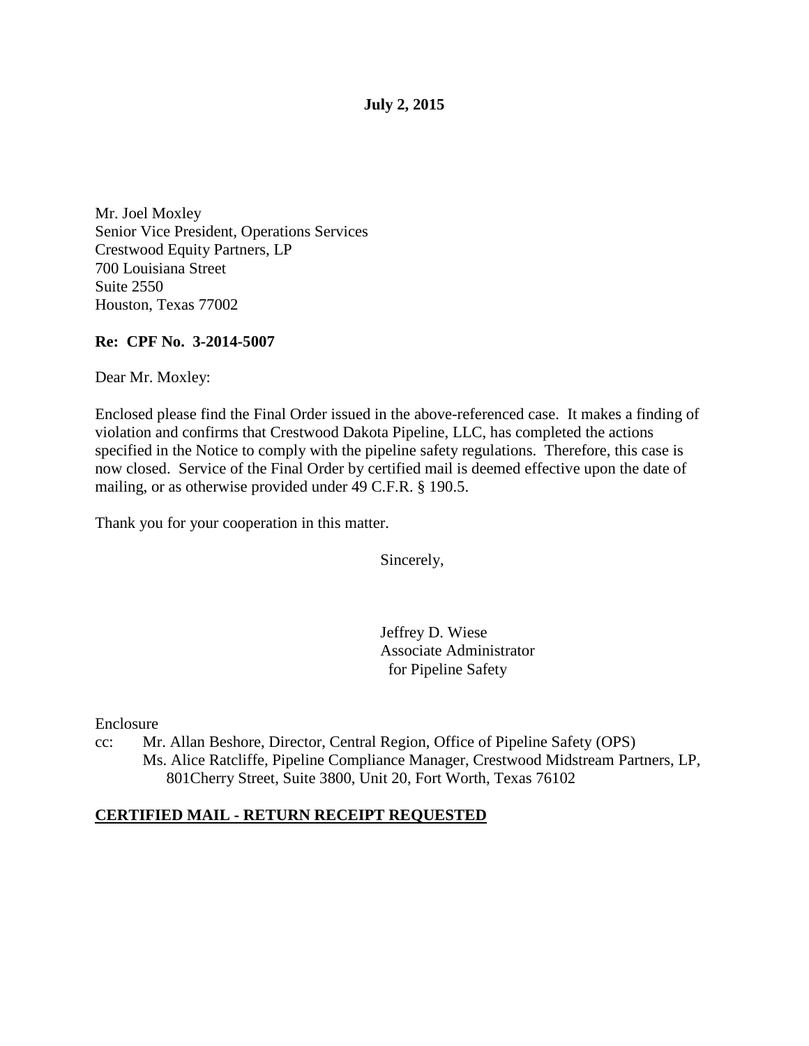**July 2, 2015**

Mr. Joel Moxley
Senior Vice President, Operations Services
Crestwood Equity Partners, LP
700 Louisiana Street
Suite 2550
Houston, Texas 77002

**Re: CPF No. 3-2014-5007**

Dear Mr. Moxley:

Enclosed please find the Final Order issued in the above-referenced case. It makes a finding of violation and confirms that Crestwood Dakota Pipeline, LLC, has completed the actions specified in the Notice to comply with the pipeline safety regulations. Therefore, this case is now closed. Service of the Final Order by certified mail is deemed effective upon the date of mailing, or as otherwise provided under 49 C.F.R. § 190.5.

Thank you for your cooperation in this matter.

Sincerely,

Jeffrey D. Wiese
Associate Administrator
for Pipeline Safety

Enclosure

cc: Mr. Allan Beshore, Director, Central Region, Office of Pipeline Safety (OPS)
Ms. Alice Ratcliffe, Pipeline Compliance Manager, Crestwood Midstream Partners, LP, 801Cherry Street, Suite 3800, Unit 20, Fort Worth, Texas 76102

**CERTIFIED MAIL - RETURN RECEIPT REQUESTED**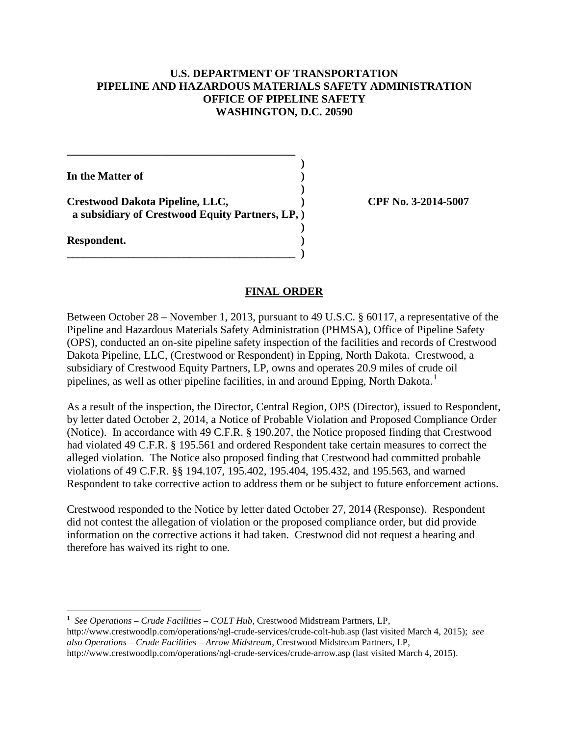**U.S. DEPARTMENT OF TRANSPORTATION**
**PIPELINE AND HAZARDOUS MATERIALS SAFETY ADMINISTRATION**
**OFFICE OF PIPELINE SAFETY**
**WASHINGTON, D.C. 20590**

```
__________________________________________
                                           )
In the Matter of                           )
                                           )
Crestwood Dakota Pipeline, LLC,            )        CPF No. 3-2014-5007
  a subsidiary of Crestwood Equity Partners, LP, )
                                           )
Respondent.                                )
__________________________________________ )
```

## FINAL ORDER

Between October 28 – November 1, 2013, pursuant to 49 U.S.C. § 60117, a representative of the Pipeline and Hazardous Materials Safety Administration (PHMSA), Office of Pipeline Safety (OPS), conducted an on-site pipeline safety inspection of the facilities and records of Crestwood Dakota Pipeline, LLC, (Crestwood or Respondent) in Epping, North Dakota. Crestwood, a subsidiary of Crestwood Equity Partners, LP, owns and operates 20.9 miles of crude oil pipelines, as well as other pipeline facilities, in and around Epping, North Dakota.[1]

As a result of the inspection, the Director, Central Region, OPS (Director), issued to Respondent, by letter dated October 2, 2014, a Notice of Probable Violation and Proposed Compliance Order (Notice). In accordance with 49 C.F.R. § 190.207, the Notice proposed finding that Crestwood had violated 49 C.F.R. § 195.561 and ordered Respondent take certain measures to correct the alleged violation. The Notice also proposed finding that Crestwood had committed probable violations of 49 C.F.R. §§ 194.107, 195.402, 195.404, 195.432, and 195.563, and warned Respondent to take corrective action to address them or be subject to future enforcement actions.

Crestwood responded to the Notice by letter dated October 27, 2014 (Response). Respondent did not contest the allegation of violation or the proposed compliance order, but did provide information on the corrective actions it had taken. Crestwood did not request a hearing and therefore has waived its right to one.

---

[1] *See Operations – Crude Facilities – COLT Hub*, Crestwood Midstream Partners, LP, http://www.crestwoodlp.com/operations/ngl-crude-services/crude-colt-hub.asp (last visited March 4, 2015); *see also Operations – Crude Facilities – Arrow Midstream*, Crestwood Midstream Partners, LP, http://www.crestwoodlp.com/operations/ngl-crude-services/crude-arrow.asp (last visited March 4, 2015).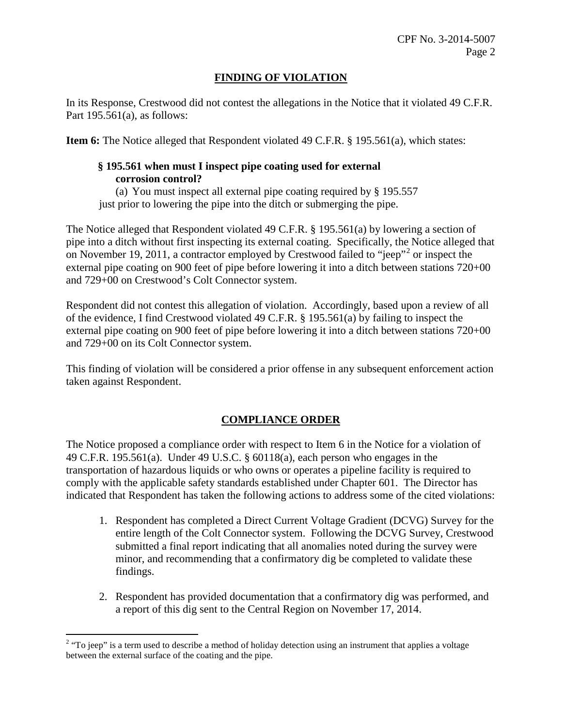## FINDING OF VIOLATION

In its Response, Crestwood did not contest the allegations in the Notice that it violated 49 C.F.R. Part 195.561(a), as follows:

**Item 6:** The Notice alleged that Respondent violated 49 C.F.R. § 195.561(a), which states:

> **§ 195.561 when must I inspect pipe coating used for external corrosion control?**
>
> (a) You must inspect all external pipe coating required by § 195.557 just prior to lowering the pipe into the ditch or submerging the pipe.

The Notice alleged that Respondent violated 49 C.F.R. § 195.561(a) by lowering a section of pipe into a ditch without first inspecting its external coating. Specifically, the Notice alleged that on November 19, 2011, a contractor employed by Crestwood failed to "jeep"[2] or inspect the external pipe coating on 900 feet of pipe before lowering it into a ditch between stations 720+00 and 729+00 on Crestwood's Colt Connector system.

Respondent did not contest this allegation of violation. Accordingly, based upon a review of all of the evidence, I find Crestwood violated 49 C.F.R. § 195.561(a) by failing to inspect the external pipe coating on 900 feet of pipe before lowering it into a ditch between stations 720+00 and 729+00 on its Colt Connector system.

This finding of violation will be considered a prior offense in any subsequent enforcement action taken against Respondent.

## COMPLIANCE ORDER

The Notice proposed a compliance order with respect to Item 6 in the Notice for a violation of 49 C.F.R. 195.561(a). Under 49 U.S.C. § 60118(a), each person who engages in the transportation of hazardous liquids or who owns or operates a pipeline facility is required to comply with the applicable safety standards established under Chapter 601. The Director has indicated that Respondent has taken the following actions to address some of the cited violations:

1. Respondent has completed a Direct Current Voltage Gradient (DCVG) Survey for the entire length of the Colt Connector system. Following the DCVG Survey, Crestwood submitted a final report indicating that all anomalies noted during the survey were minor, and recommending that a confirmatory dig be completed to validate these findings.

2. Respondent has provided documentation that a confirmatory dig was performed, and a report of this dig sent to the Central Region on November 17, 2014.

[2] "To jeep" is a term used to describe a method of holiday detection using an instrument that applies a voltage between the external surface of the coating and the pipe.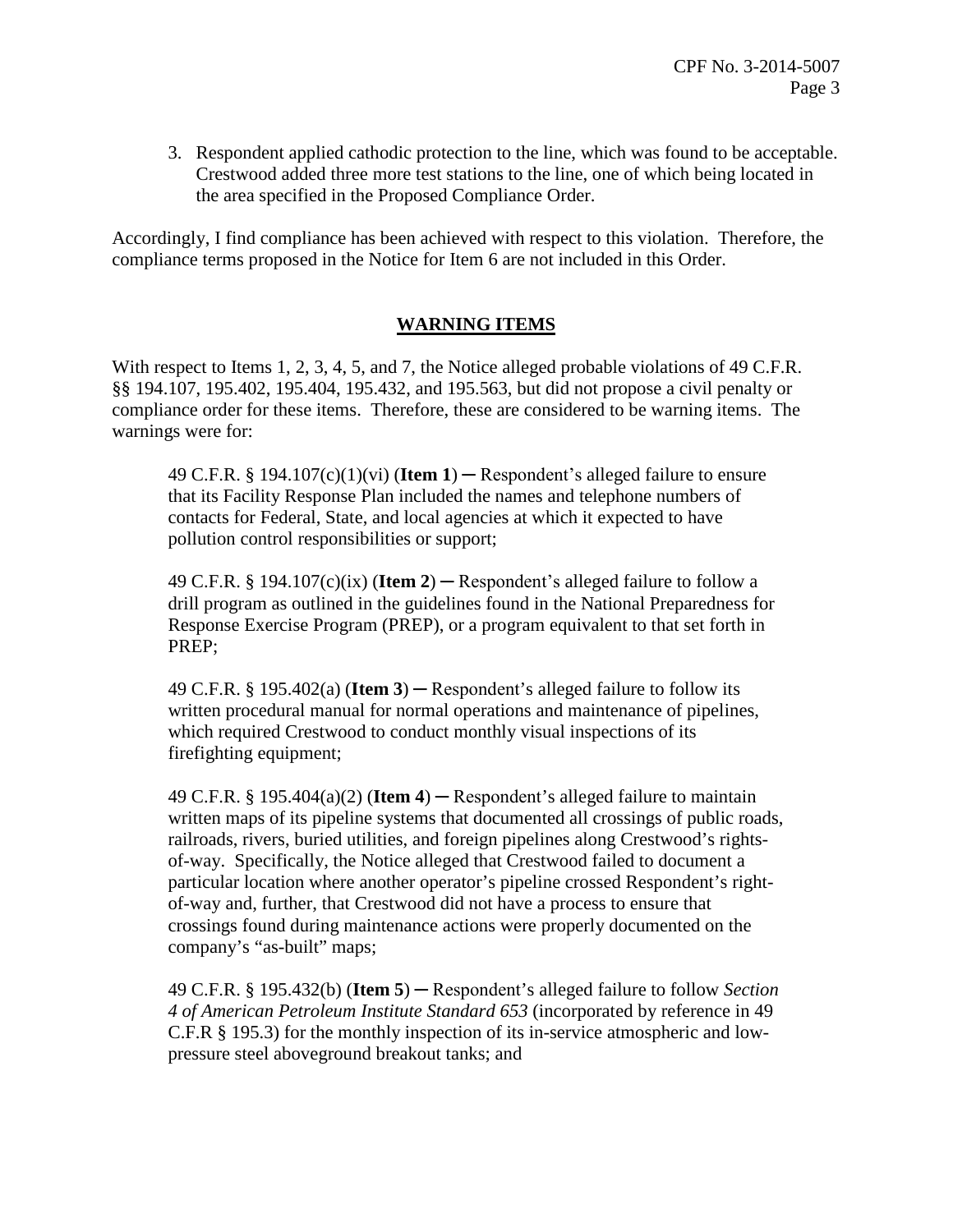3. Respondent applied cathodic protection to the line, which was found to be acceptable. Crestwood added three more test stations to the line, one of which being located in the area specified in the Proposed Compliance Order.

Accordingly, I find compliance has been achieved with respect to this violation. Therefore, the compliance terms proposed in the Notice for Item 6 are not included in this Order.

## WARNING ITEMS

With respect to Items 1, 2, 3, 4, 5, and 7, the Notice alleged probable violations of 49 C.F.R. §§ 194.107, 195.402, 195.404, 195.432, and 195.563, but did not propose a civil penalty or compliance order for these items. Therefore, these are considered to be warning items. The warnings were for:

> 49 C.F.R. § 194.107(c)(1)(vi) (**Item 1**) ─ Respondent's alleged failure to ensure that its Facility Response Plan included the names and telephone numbers of contacts for Federal, State, and local agencies at which it expected to have pollution control responsibilities or support;
>
> 49 C.F.R. § 194.107(c)(ix) (**Item 2**) ─ Respondent's alleged failure to follow a drill program as outlined in the guidelines found in the National Preparedness for Response Exercise Program (PREP), or a program equivalent to that set forth in PREP;
>
> 49 C.F.R. § 195.402(a) (**Item 3**) ─ Respondent's alleged failure to follow its written procedural manual for normal operations and maintenance of pipelines, which required Crestwood to conduct monthly visual inspections of its firefighting equipment;
>
> 49 C.F.R. § 195.404(a)(2) (**Item 4**) ─ Respondent's alleged failure to maintain written maps of its pipeline systems that documented all crossings of public roads, railroads, rivers, buried utilities, and foreign pipelines along Crestwood's rights-of-way. Specifically, the Notice alleged that Crestwood failed to document a particular location where another operator's pipeline crossed Respondent's right-of-way and, further, that Crestwood did not have a process to ensure that crossings found during maintenance actions were properly documented on the company's "as-built" maps;
>
> 49 C.F.R. § 195.432(b) (**Item 5**) ─ Respondent's alleged failure to follow *Section 4 of American Petroleum Institute Standard 653* (incorporated by reference in 49 C.F.R § 195.3) for the monthly inspection of its in-service atmospheric and low-pressure steel aboveground breakout tanks; and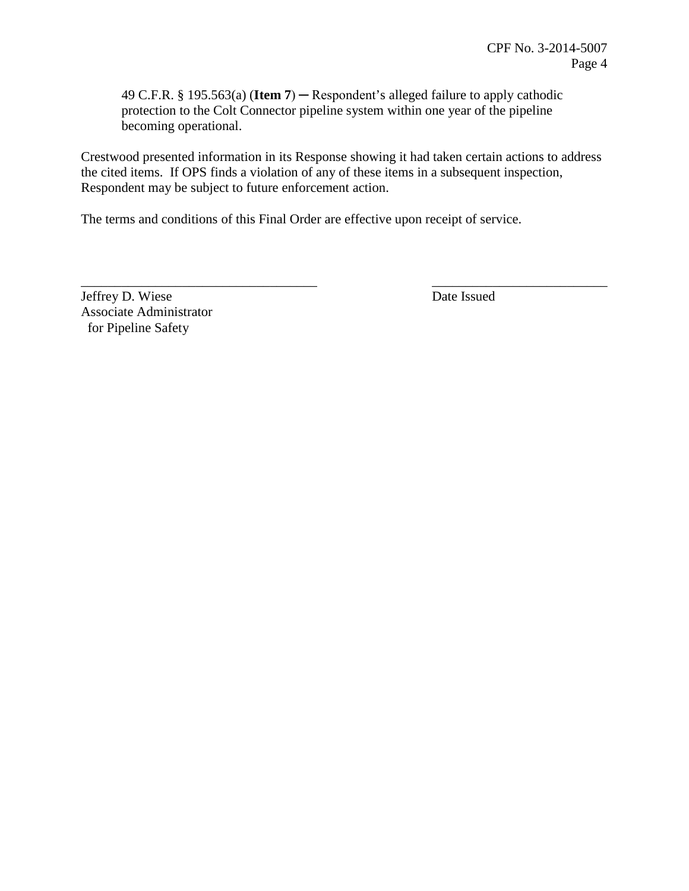49 C.F.R. § 195.563(a) (**Item 7**) ─ Respondent's alleged failure to apply cathodic protection to the Colt Connector pipeline system within one year of the pipeline becoming operational.

Crestwood presented information in its Response showing it had taken certain actions to address the cited items. If OPS finds a violation of any of these items in a subsequent inspection, Respondent may be subject to future enforcement action.

The terms and conditions of this Final Order are effective upon receipt of service.

\_\_\_\_\_\_\_\_\_\_\_\_\_\_\_\_\_\_\_\_\_\_\_\_\_\_\_\_\_\_\_\_\_\_\_\_ \_\_\_\_\_\_\_\_\_\_\_\_\_\_\_\_\_\_\_\_\_\_\_\_\_\_\_

Jeffrey D. Wiese
Associate Administrator
for Pipeline Safety

Date Issued